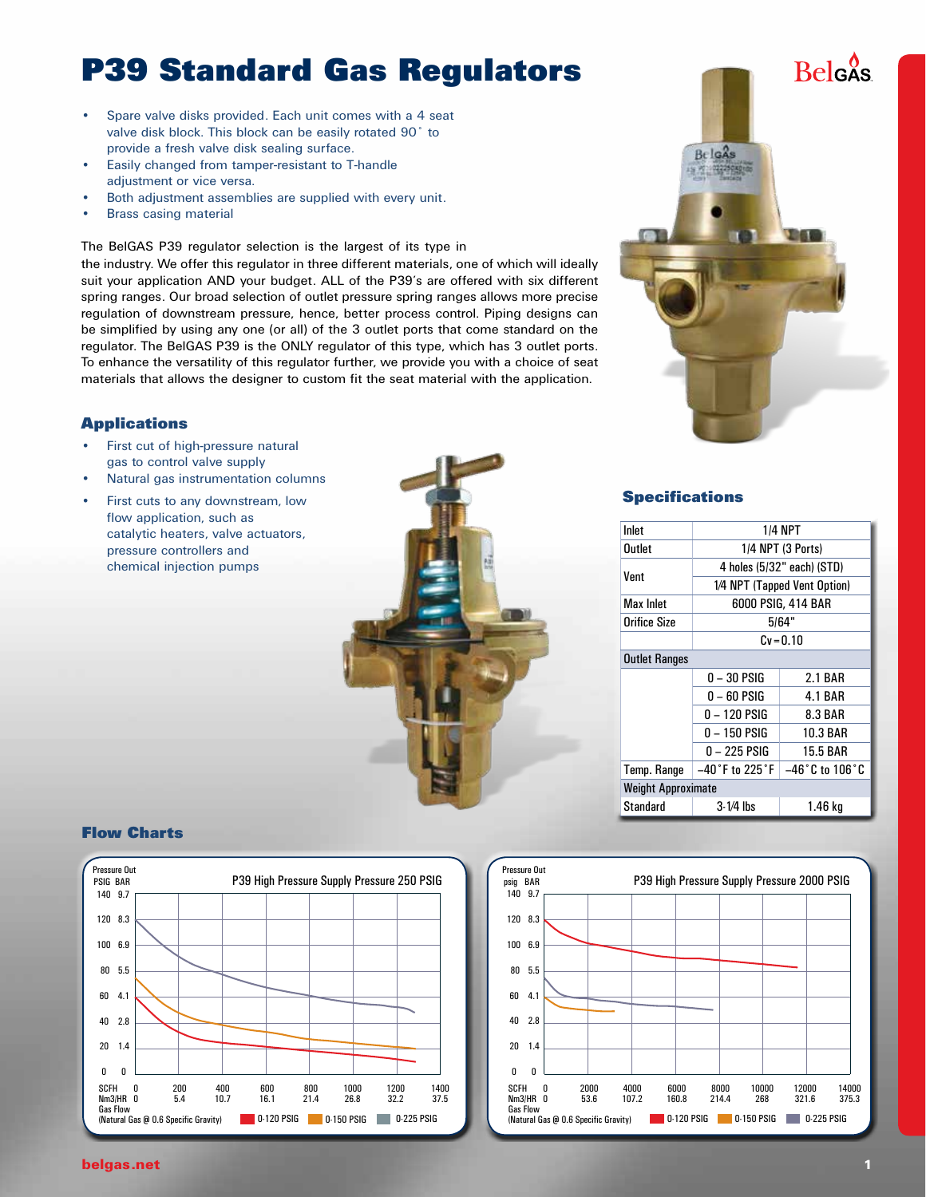# P39 Standard Gas Regulators

- Spare valve disks provided. Each unit comes with a 4 seat valve disk block. This block can be easily rotated 90˚ to provide a fresh valve disk sealing surface.
- Easily changed from tamper-resistant to T-handle adjustment or vice versa.
- Both adjustment assemblies are supplied with every unit.
- Brass casing material

The BelGAS P39 regulator selection is the largest of its type in the industry. We offer this regulator in three different materials, one of which will ideally suit your application AND your budget. ALL of the P39's are offered with six different spring ranges. Our broad selection of outlet pressure spring ranges allows more precise regulation of downstream pressure, hence, better process control. Piping designs can be simplified by using any one (or all) of the 3 outlet ports that come standard on the regulator. The BelGAS P39 is the ONLY regulator of this type, which has 3 outlet ports. To enhance the versatility of this regulator further, we provide you with a choice of seat materials that allows the designer to custom fit the seat material with the application.

## Applications

- First cut of high-pressure natural gas to control valve supply
- Natural gas instrumentation columns
- First cuts to any downstream, low flow application, such as catalytic heaters, valve actuators, pressure controllers and chemical injection pumps

## Specifications

| Inlet | 1/4 NPT | |
|---|---|---|
| Outlet | 1/4 NPT (3 Ports) | |
| Vent | 4 holes (5/32" each) (STD) | |
| | 1/4 NPT (Tapped Vent Option) | |
| Max Inlet | 6000 PSIG, 414 BAR | |
| Orifice Size | 5/64" | |
| | Cv=0.10 | |
| Outlet Ranges | | |
| | 0 – 30 PSIG | 2.1 BAR |
| | 0 – 60 PSIG | 4.1 BAR |
| | 0 – 120 PSIG | 8.3 BAR |
| | 0 – 150 PSIG | 10.3 BAR |
| | 0 – 225 PSIG | 15.5 BAR |
| Temp. Range | –40˚F to 225˚F | –46˚C to 106˚C |
| Weight Approximate | | |
| Standard | 3-1/4 lbs | 1.46 kg |

## Flow Charts

**P39 High Pressure Supply Pressure 250 PSIG**

Pressure Out (PSIG / BAR): 0/0, 20/1.4, 40/2.8, 60/4.1, 80/5.5, 100/6.9, 120/8.3, 140/9.7

Gas Flow (Natural Gas @ 0.6 Specific Gravity) — SCFH / Nm3/HR: 0/0, 200/5.4, 400/10.7, 600/16.1, 800/21.4, 1000/26.8, 1200/32.2, 1400/37.5

Legend: 0-120 PSIG, 0-150 PSIG, 0-225 PSIG

**P39 High Pressure Supply Pressure 2000 PSIG**

Pressure Out (psig / BAR): 0/0, 20/1.4, 40/2.8, 60/4.1, 80/5.5, 100/6.9, 120/8.3, 140/9.7

Gas Flow (Natural Gas @ 0.6 Specific Gravity) — SCFH / Nm3/HR: 0/0, 2000/53.6, 4000/107.2, 6000/160.8, 8000/214.4, 10000/268, 12000/321.6, 14000/375.3

Legend: 0-120 PSIG, 0-150 PSIG, 0-225 PSIG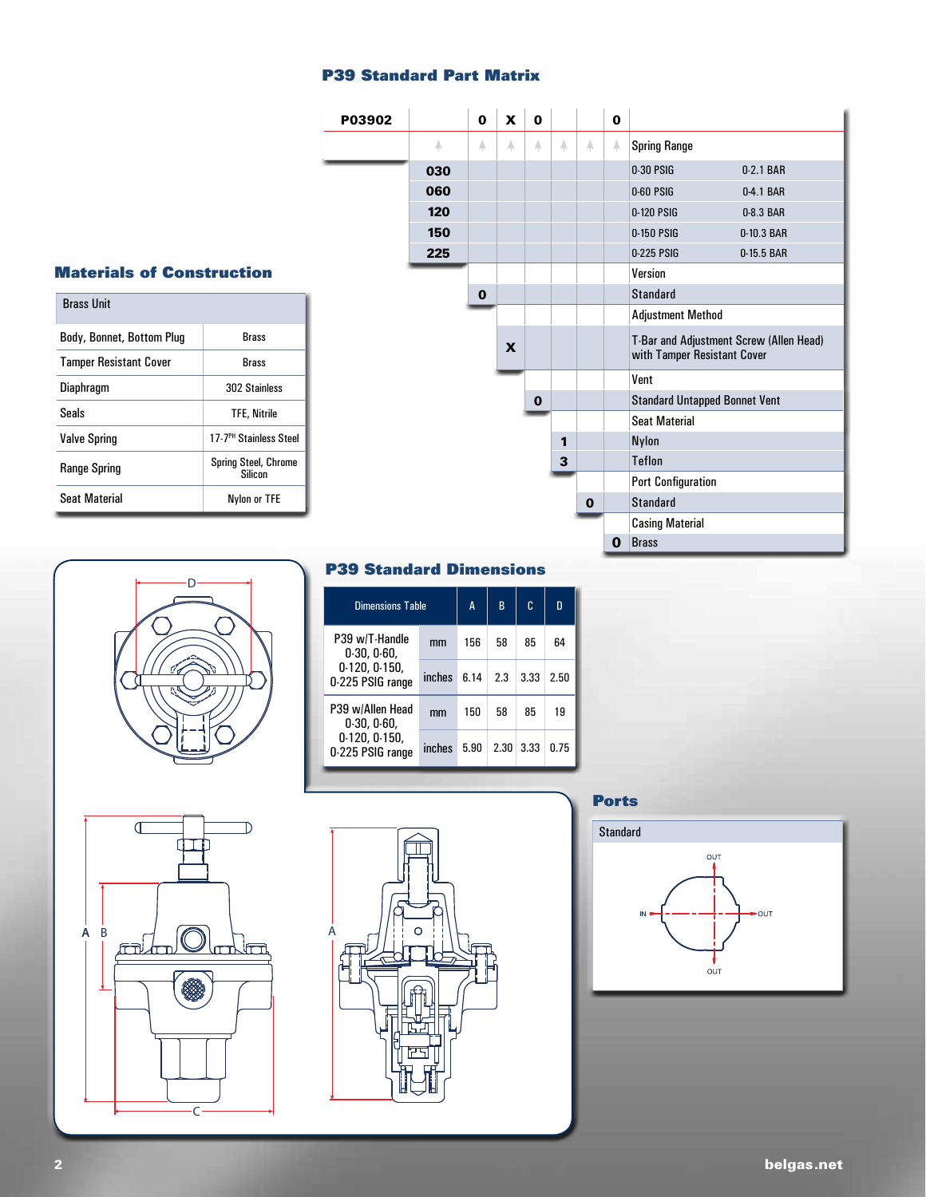## P39 Standard Part Matrix

| P03902 | | 0 | X | 0 | | | 0 | |
|---|---|---|---|---|---|---|---|---|
| | **Spring Range** | | | | | | | |
| | 030 | | | | | | | 0-30 PSIG — 0-2.1 BAR |
| | 060 | | | | | | | 0-60 PSIG — 0-4.1 BAR |
| | 120 | | | | | | | 0-120 PSIG — 0-8.3 BAR |
| | 150 | | | | | | | 0-150 PSIG — 0-10.3 BAR |
| | 225 | | | | | | | 0-225 PSIG — 0-15.5 BAR |
| | | **Version** | | | | | | |
| | | 0 | | | | | | Standard |
| | | | **Adjustment Method** | | | | | |
| | | | X | | | | | T-Bar and Adjustment Screw (Allen Head) with Tamper Resistant Cover |
| | | | | **Vent** | | | | |
| | | | | 0 | | | | Standard Untapped Bonnet Vent |
| | | | | | **Seat Material** | | | |
| | | | | | 1 | | | Nylon |
| | | | | | 3 | | | Teflon |
| | | | | | | **Port Configuration** | | |
| | | | | | | 0 | | Standard |
| | | | | | | | **Casing Material** | |
| | | | | | | | 0 | Brass |

## Materials of Construction

| Brass Unit | |
|---|---|
| Body, Bonnet, Bottom Plug | Brass |
| Tamper Resistant Cover | Brass |
| Diaphragm | 302 Stainless |
| Seals | TFE, Nitrile |
| Valve Spring | 17-7PH Stainless Steel |
| Range Spring | Spring Steel, Chrome Silicon |
| Seat Material | Nylon or TFE |

## P39 Standard Dimensions

| Dimensions Table | | A | B | C | D |
|---|---|---|---|---|---|
| P39 w/T-Handle 0-30, 0-60, 0-120, 0-150, 0-225 PSIG range | mm | 156 | 58 | 85 | 64 |
| | inches | 6.14 | 2.3 | 3.33 | 2.50 |
| P39 w/Allen Head 0-30, 0-60, 0-120, 0-150, 0-225 PSIG range | mm | 150 | 58 | 85 | 19 |
| | inches | 5.90 | 2.30 | 3.33 | 0.75 |

## Ports

Standard

IN — OUT — OUT — OUT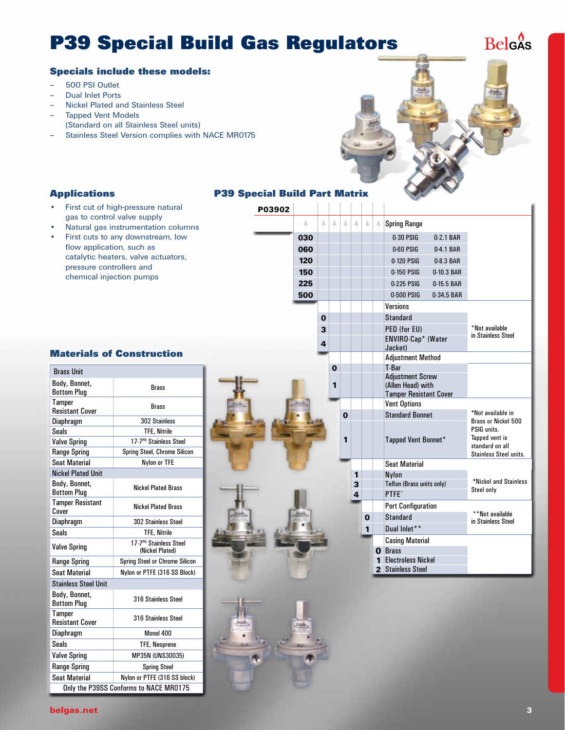# P39 Special Build Gas Regulators

## Specials include these models:

- 500 PSI Outlet
- Dual Inlet Ports
- Nickel Plated and Stainless Steel
- Tapped Vent Models
  (Standard on all Stainless Steel units)
- Stainless Steel Version complies with NACE MR0175

## Applications

- First cut of high-pressure natural gas to control valve supply
- Natural gas instrumentation columns
- First cuts to any downstream, low flow application, such as catalytic heaters, valve actuators, pressure controllers and chemical injection pumps

## P39 Special Build Part Matrix

**P03902**

| Code | Spring Range | | Notes |
|---|---|---|---|
| 030 | 0-30 PSIG | 0-2.1 BAR | |
| 060 | 0-60 PSIG | 0-4.1 BAR | |
| 120 | 0-120 PSIG | 0-8.3 BAR | |
| 150 | 0-150 PSIG | 0-10.3 BAR | |
| 225 | 0-225 PSIG | 0-15.5 BAR | |
| 500 | 0-500 PSIG | 0-34.5 BAR | |

| Code | Versions | Notes |
|---|---|---|
| 0 | Standard | |
| 3 | PED (for EU) | *Not available in Stainless Steel |
| 4 | ENVIRO-Cap* (Water Jacket) | |

| Code | Adjustment Method |
|---|---|
| 0 | T-Bar |
| 1 | Adjustment Screw (Allen Head) with Tamper Resistant Cover |

| Code | Vent Options | Notes |
|---|---|---|
| 0 | Standard Bonnet | *Not available in Brass or Nickel 500 PSIG units. Tapped vent is standard on all Stainless Steel units. |
| 1 | Tapped Vent Bonnet* | |

| Code | Seat Material | Notes |
|---|---|---|
| 1 | Nylon | |
| 3 | Teflon (Brass units only) | *Nickel and Stainless Steel only |
| 4 | PTFE* | |

| Code | Port Configuration | Notes |
|---|---|---|
| 0 | Standard | **Not available in Stainless Steel |
| 1 | Dual Inlet** | |

| Code | Casing Material |
|---|---|
| 0 | Brass |
| 1 | Electroless Nickel |
| 2 | Stainless Steel |

## Materials of Construction

| Component | Material |
|---|---|
| **Brass Unit** | |
| Body, Bonnet, Bottom Plug | Brass |
| Tamper Resistant Cover | Brass |
| Diaphragm | 302 Stainless |
| Seals | TFE, Nitrile |
| Valve Spring | 17-7[PH] Stainless Steel |
| Range Spring | Spring Steel, Chrome Silicon |
| Seat Material | Nylon or TFE |
| **Nickel Plated Unit** | |
| Body, Bonnet, Bottom Plug | Nickel Plated Brass |
| Tamper Resistant Cover | Nickel Plated Brass |
| Diaphragm | 302 Stainless Steel |
| Seals | TFE, Nitrile |
| Valve Spring | 17-7[PH] Stainless Steel (Nickel Plated) |
| Range Spring | Spring Steel or Chrome Silicon |
| Seat Material | Nylon or PTFE (316 SS Block) |
| **Stainless Steel Unit** | |
| Body, Bonnet, Bottom Plug | 316 Stainless Steel |
| Tamper Resistant Cover | 316 Stainless Steel |
| Diaphragm | Monel 400 |
| Seals | TFE, Neoprene |
| Valve Spring | MP35N (UNS30035) |
| Range Spring | Spring Steel |
| Seat Material | Nylon or PTFE (316 SS block) |
| Only the P39SS Conforms to NACE MR0175 | |

belgas.net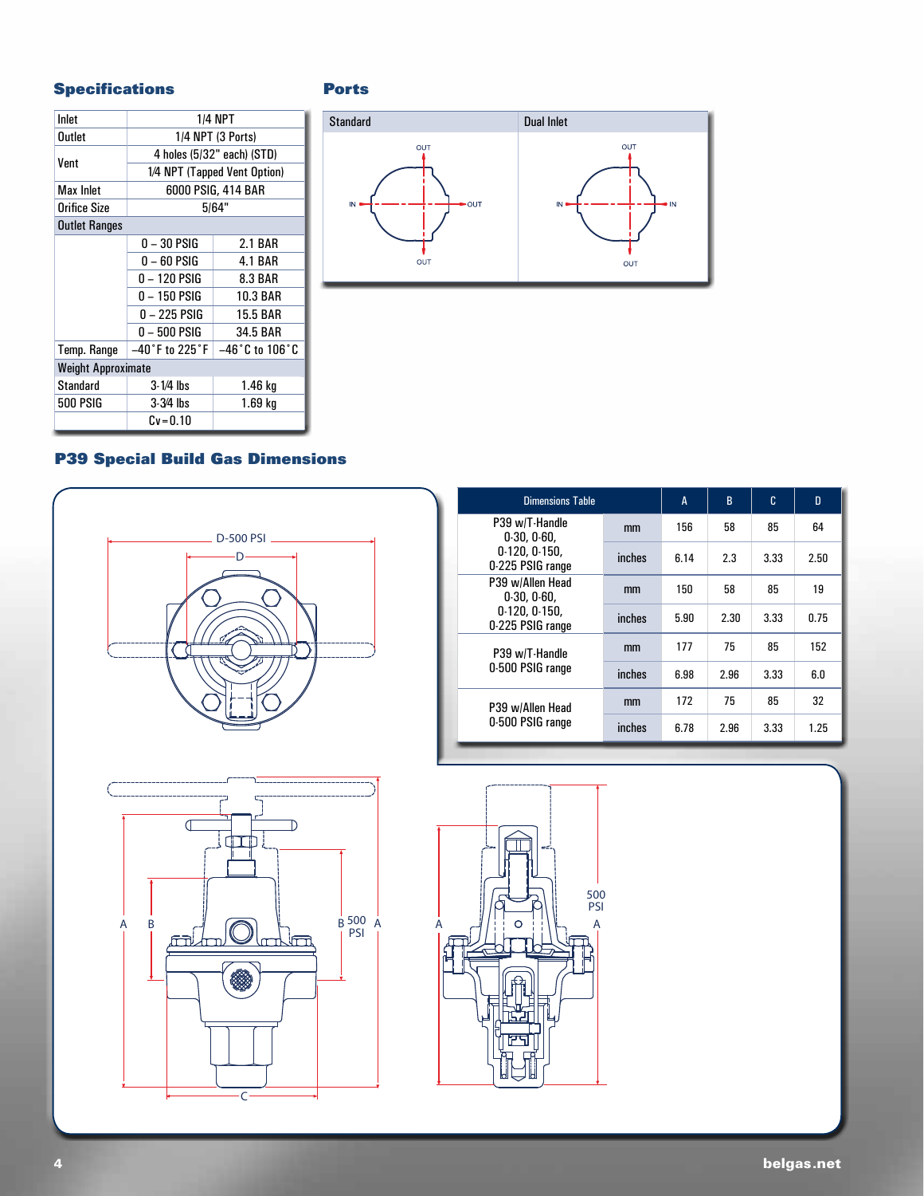## Specifications

| | | |
|---|---|---|
| Inlet | 1/4 NPT | |
| Outlet | 1/4 NPT (3 Ports) | |
| Vent | 4 holes (5/32" each) (STD) | |
| | 1/4 NPT (Tapped Vent Option) | |
| Max Inlet | 6000 PSIG, 414 BAR | |
| Orifice Size | 5/64" | |
| Outlet Ranges | | |
| | 0 – 30 PSIG | 2.1 BAR |
| | 0 – 60 PSIG | 4.1 BAR |
| | 0 – 120 PSIG | 8.3 BAR |
| | 0 – 150 PSIG | 10.3 BAR |
| | 0 – 225 PSIG | 15.5 BAR |
| | 0 – 500 PSIG | 34.5 BAR |
| Temp. Range | –40˚F to 225˚F | –46˚C to 106˚C |
| Weight Approximate | | |
| Standard | 3-1/4 lbs | 1.46 kg |
| 500 PSIG | 3-3/4 lbs | 1.69 kg |
| | Cv=0.10 | |

## Ports

Standard

OUT
IN
OUT
OUT

Dual Inlet

OUT
IN
IN
OUT

## P39 Special Build Gas Dimensions

| Dimensions Table | | A | B | C | D |
|---|---|---|---|---|---|
| P39 w/T-Handle 0-30, 0-60, 0-120, 0-150, 0-225 PSIG range | mm | 156 | 58 | 85 | 64 |
| | inches | 6.14 | 2.3 | 3.33 | 2.50 |
| P39 w/Allen Head 0-30, 0-60, 0-120, 0-150, 0-225 PSIG range | mm | 150 | 58 | 85 | 19 |
| | inches | 5.90 | 2.30 | 3.33 | 0.75 |
| P39 w/T-Handle 0-500 PSIG range | mm | 177 | 75 | 85 | 152 |
| | inches | 6.98 | 2.96 | 3.33 | 6.0 |
| P39 w/Allen Head 0-500 PSIG range | mm | 172 | 75 | 85 | 32 |
| | inches | 6.78 | 2.96 | 3.33 | 1.25 |

D-500 PSI
D

A
B
B 500 PSI
A
C

A
500 PSI
A

belgas.net